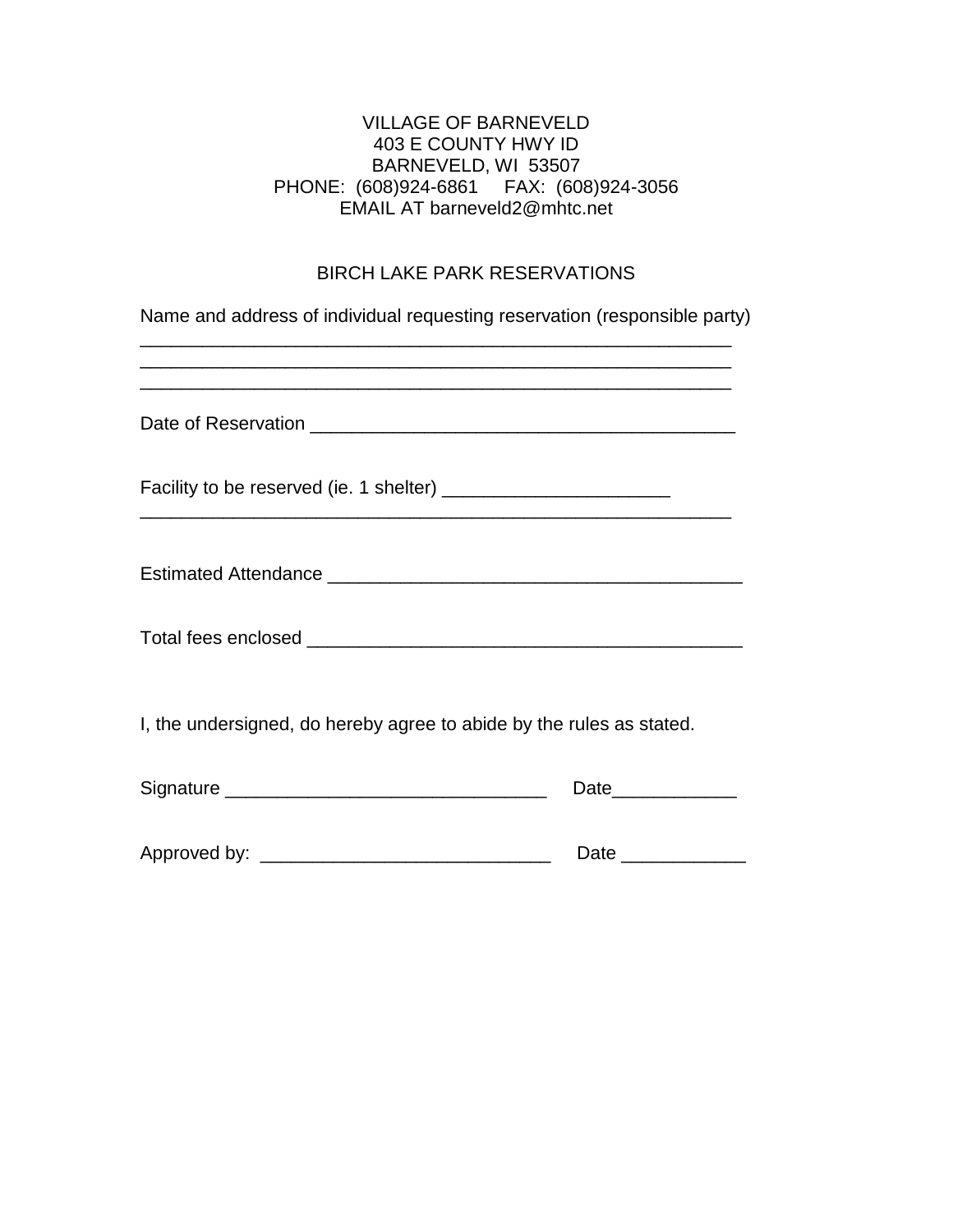VILLAGE OF BARNEVELD
403 E COUNTY HWY ID
BARNEVELD, WI 53507
PHONE: (608)924-6861 FAX: (608)924-3056
EMAIL AT barneveld2@mhtc.net

## BIRCH LAKE PARK RESERVATIONS

Name and address of individual requesting reservation (responsible party)
______________________________________________________________
______________________________________________________________
______________________________________________________________

Date of Reservation ____________________________________________

Facility to be reserved (ie. 1 shelter) _____________________
______________________________________________________________

Estimated Attendance ____________________________________________

Total fees enclosed ____________________________________________

I, the undersigned, do hereby agree to abide by the rules as stated.

Signature ______________________________ Date____________

Approved by: ___________________________ Date ____________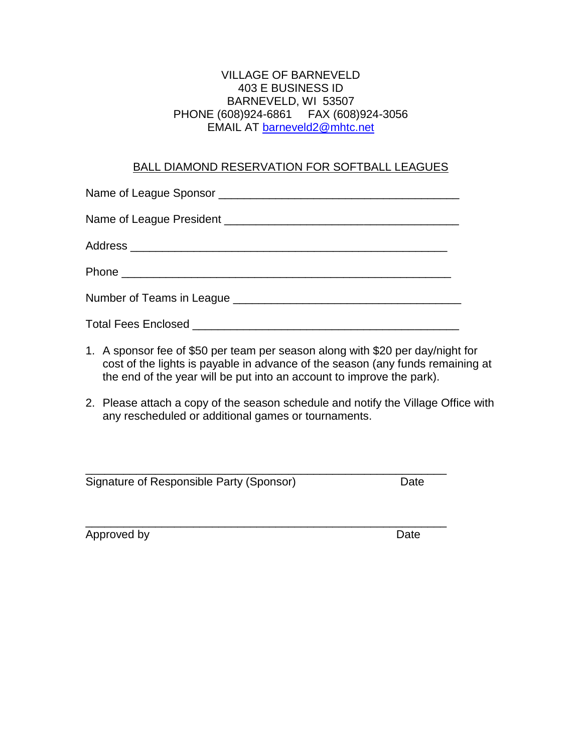VILLAGE OF BARNEVELD
403 E BUSINESS ID
BARNEVELD, WI 53507
PHONE (608)924-6861 FAX (608)924-3056
EMAIL AT [barneveld2@mhtc.net](mailto:barneveld2@mhtc.net)

## BALL DIAMOND RESERVATION FOR SOFTBALL LEAGUES

Name of League Sponsor ______________________________________

Name of League President _____________________________________

Address ________________________________________________

Phone _________________________________________________

Number of Teams in League ____________________________________

Total Fees Enclosed _________________________________________

1. A sponsor fee of $50 per team per season along with $20 per day/night for cost of the lights is payable in advance of the season (any funds remaining at the end of the year will be put into an account to improve the park).
2. Please attach a copy of the season schedule and notify the Village Office with any rescheduled or additional games or tournaments.

_______________________________________________________

Signature of Responsible Party (Sponsor) Date

_______________________________________________________

Approved by Date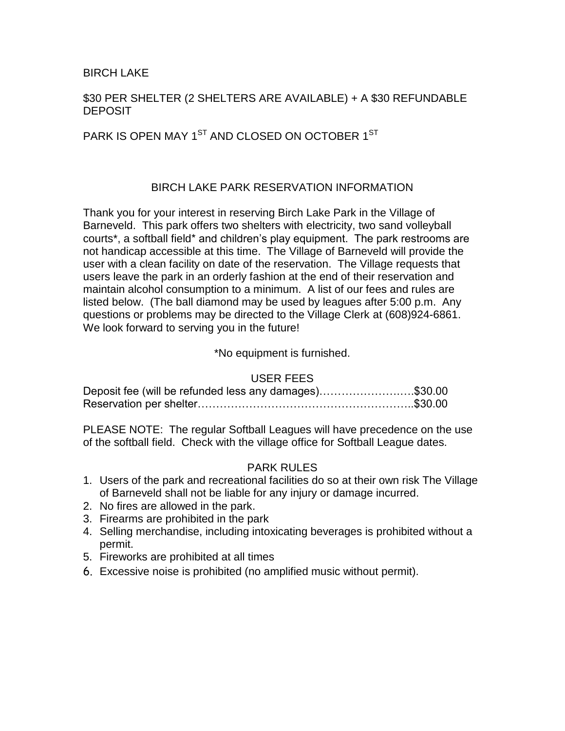BIRCH LAKE

$30 PER SHELTER (2 SHELTERS ARE AVAILABLE) + A $30 REFUNDABLE DEPOSIT

PARK IS OPEN MAY 1ST AND CLOSED ON OCTOBER 1ST

## BIRCH LAKE PARK RESERVATION INFORMATION

Thank you for your interest in reserving Birch Lake Park in the Village of Barneveld. This park offers two shelters with electricity, two sand volleyball courts*, a softball field* and children's play equipment. The park restrooms are not handicap accessible at this time. The Village of Barneveld will provide the user with a clean facility on date of the reservation. The Village requests that users leave the park in an orderly fashion at the end of their reservation and maintain alcohol consumption to a minimum. A list of our fees and rules are listed below. (The ball diamond may be used by leagues after 5:00 p.m. Any questions or problems may be directed to the Village Clerk at (608)924-6861. We look forward to serving you in the future!

*No equipment is furnished.

### USER FEES

Deposit fee (will be refunded less any damages)…………………….$30.00
Reservation per shelter…………………………………………………..$30.00

PLEASE NOTE: The regular Softball Leagues will have precedence on the use of the softball field. Check with the village office for Softball League dates.

### PARK RULES

1. Users of the park and recreational facilities do so at their own risk The Village of Barneveld shall not be liable for any injury or damage incurred.
2. No fires are allowed in the park.
3. Firearms are prohibited in the park
4. Selling merchandise, including intoxicating beverages is prohibited without a permit.
5. Fireworks are prohibited at all times
6. Excessive noise is prohibited (no amplified music without permit).